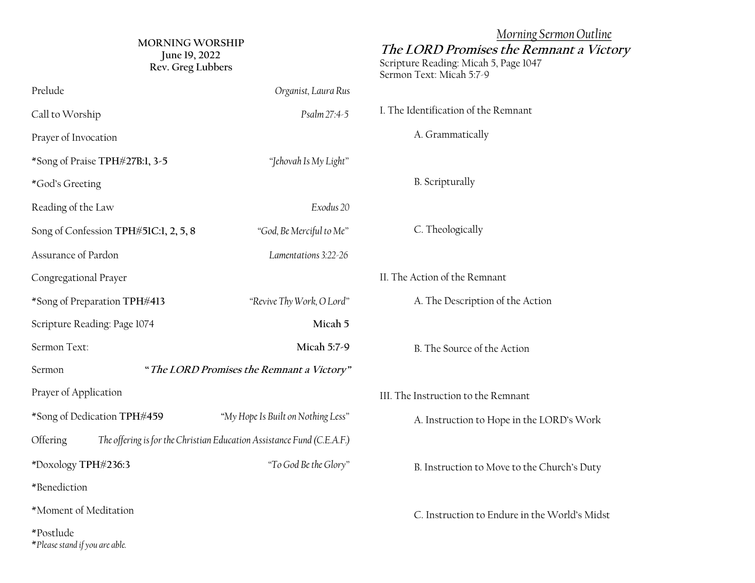**MORNING WORSHIP**
**June 19, 2022**
**Rev. Greg Lubbers**

| | |
|---|---|
| Prelude | *Organist, Laura Rus* |
| Call to Worship | *Psalm 27:4-5* |
| Prayer of Invocation | |
| *Song of Praise **TPH#27B:1, 3-5** | *"Jehovah Is My Light"* |
| *God's Greeting | |
| Reading of the Law | *Exodus 20* |
| Song of Confession **TPH#51C:1, 2, 5, 8** | *"God, Be Merciful to Me"* |
| Assurance of Pardon | *Lamentations 3:22-26* |
| Congregational Prayer | |
| *Song of Preparation **TPH#413** | *"Revive Thy Work, O Lord"* |
| Scripture Reading: Page 1074 | **Micah 5** |
| Sermon Text: | **Micah 5:7-9** |
| Sermon | **"*The LORD Promises the Remnant a Victory*"** |
| Prayer of Application | |
| *Song of Dedication **TPH#459** | *"My Hope Is Built on Nothing Less"* |
| Offering | *The offering is for the Christian Education Assistance Fund (C.E.A.F.)* |
| *Doxology **TPH#236:3** | *"To God Be the Glory"* |
| *Benediction | |
| *Moment of Meditation | |
| *Postlude | |

**Please stand if you are able.*

*Morning Sermon Outline*

## *The LORD Promises the Remnant a Victory*

Scripture Reading: Micah 5, Page 1047
Sermon Text: Micah 5:7-9

I. The Identification of the Remnant

- A. Grammatically
- B. Scripturally
- C. Theologically

II. The Action of the Remnant

- A. The Description of the Action
- B. The Source of the Action

III. The Instruction to the Remnant

- A. Instruction to Hope in the LORD's Work
- B. Instruction to Move to the Church's Duty
- C. Instruction to Endure in the World's Midst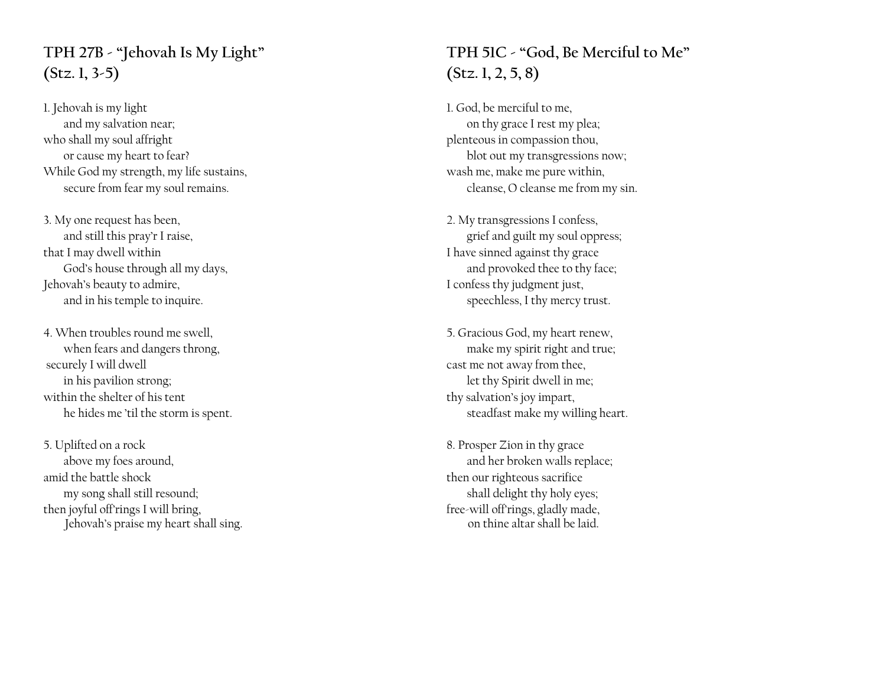## TPH 27B - "Jehovah Is My Light" (Stz. 1, 3-5)

1. Jehovah is my light
   and my salvation near;
who shall my soul affright
   or cause my heart to fear?
While God my strength, my life sustains,
   secure from fear my soul remains.

3. My one request has been,
   and still this pray'r I raise,
that I may dwell within
   God's house through all my days,
Jehovah's beauty to admire,
   and in his temple to inquire.

4. When troubles round me swell,
   when fears and dangers throng,
securely I will dwell
   in his pavilion strong;
within the shelter of his tent
   he hides me 'til the storm is spent.

5. Uplifted on a rock
   above my foes around,
amid the battle shock
   my song shall still resound;
then joyful off'rings I will bring,
   Jehovah's praise my heart shall sing.

## TPH 51C - "God, Be Merciful to Me" (Stz. 1, 2, 5, 8)

1. God, be merciful to me,
   on thy grace I rest my plea;
plenteous in compassion thou,
   blot out my transgressions now;
wash me, make me pure within,
   cleanse, O cleanse me from my sin.

2. My transgressions I confess,
   grief and guilt my soul oppress;
I have sinned against thy grace
   and provoked thee to thy face;
I confess thy judgment just,
   speechless, I thy mercy trust.

5. Gracious God, my heart renew,
   make my spirit right and true;
cast me not away from thee,
   let thy Spirit dwell in me;
thy salvation's joy impart,
   steadfast make my willing heart.

8. Prosper Zion in thy grace
   and her broken walls replace;
then our righteous sacrifice
   shall delight thy holy eyes;
free-will off'rings, gladly made,
   on thine altar shall be laid.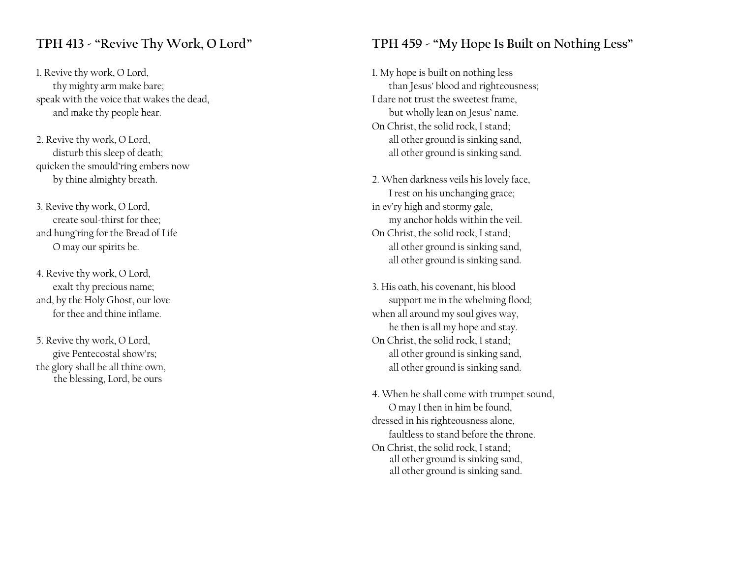## TPH 413 - “Revive Thy Work, O Lord”

1. Revive thy work, O Lord,
thy mighty arm make bare;
speak with the voice that wakes the dead,
and make thy people hear.

2. Revive thy work, O Lord,
disturb this sleep of death;
quicken the smould’ring embers now
by thine almighty breath.

3. Revive thy work, O Lord,
create soul-thirst for thee;
and hung’ring for the Bread of Life
O may our spirits be.

4. Revive thy work, O Lord,
exalt thy precious name;
and, by the Holy Ghost, our love
for thee and thine inflame.

5. Revive thy work, O Lord,
give Pentecostal show’rs;
the glory shall be all thine own,
the blessing, Lord, be ours

## TPH 459 - “My Hope Is Built on Nothing Less”

1. My hope is built on nothing less
than Jesus’ blood and righteousness;
I dare not trust the sweetest frame,
but wholly lean on Jesus’ name.
On Christ, the solid rock, I stand;
all other ground is sinking sand,
all other ground is sinking sand.

2. When darkness veils his lovely face,
I rest on his unchanging grace;
in ev’ry high and stormy gale,
my anchor holds within the veil.
On Christ, the solid rock, I stand;
all other ground is sinking sand,
all other ground is sinking sand.

3. His oath, his covenant, his blood
support me in the whelming flood;
when all around my soul gives way,
he then is all my hope and stay.
On Christ, the solid rock, I stand;
all other ground is sinking sand,
all other ground is sinking sand.

4. When he shall come with trumpet sound,
O may I then in him be found,
dressed in his righteousness alone,
faultless to stand before the throne.
On Christ, the solid rock, I stand;
all other ground is sinking sand,
all other ground is sinking sand.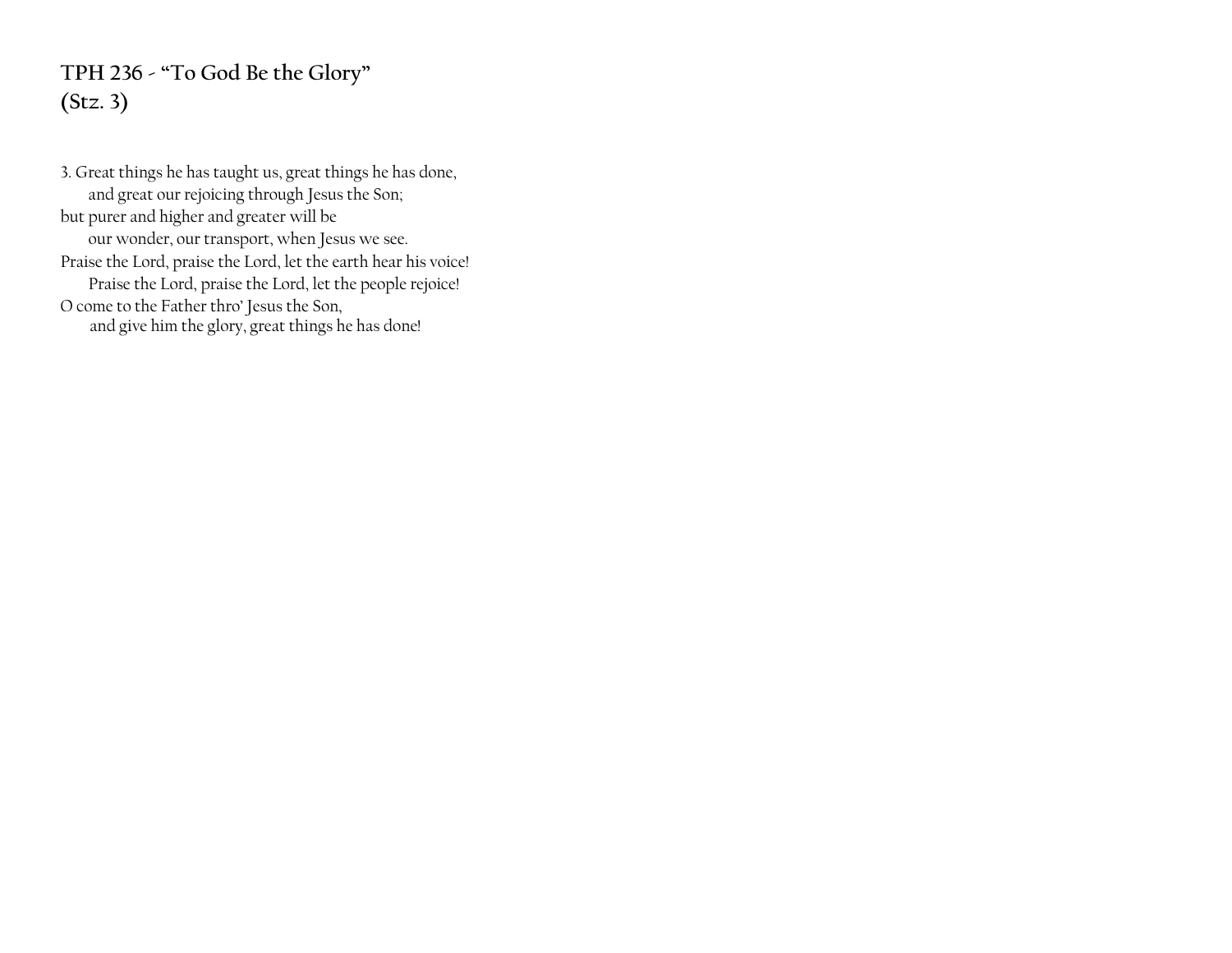## TPH 236 - "To God Be the Glory"
## (Stz. 3)

3. Great things he has taught us, great things he has done,  
and great our rejoicing through Jesus the Son;  
but purer and higher and greater will be  
our wonder, our transport, when Jesus we see.  
Praise the Lord, praise the Lord, let the earth hear his voice!  
Praise the Lord, praise the Lord, let the people rejoice!  
O come to the Father thro' Jesus the Son,  
and give him the glory, great things he has done!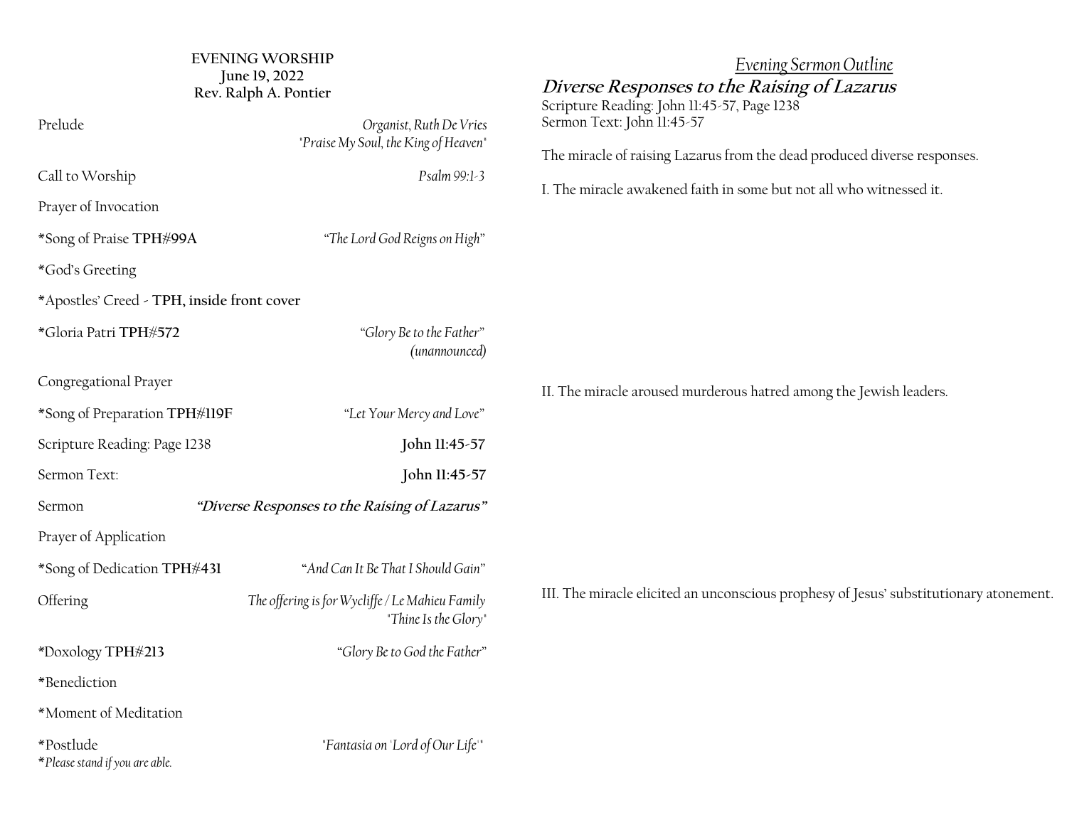**EVENING WORSHIP**
**June 19, 2022**
**Rev. Ralph A. Pontier**

| | |
|---|---|
| Prelude | *Organist, Ruth De Vries* *"Praise My Soul, the King of Heaven"* |
| Call to Worship | *Psalm 99:1-3* |
| Prayer of Invocation | |
| *Song of Praise **TPH#99A** | *"The Lord God Reigns on High"* |
| *God's Greeting | |
| *Apostles' Creed - **TPH, inside front cover** | |
| *Gloria Patri **TPH#572** | *"Glory Be to the Father"* *(unannounced)* |
| Congregational Prayer | |
| *Song of Preparation **TPH#119F** | *"Let Your Mercy and Love"* |
| Scripture Reading: Page 1238 | **John 11:45-57** |
| Sermon Text: | **John 11:45-57** |
| Sermon | ***"Diverse Responses to the Raising of Lazarus"*** |
| Prayer of Application | |
| *Song of Dedication **TPH#431** | *"And Can It Be That I Should Gain"* |
| Offering | *The offering is for Wycliffe / Le Mahieu Family* *"Thine Is the Glory"* |
| *Doxology **TPH#213** | *"Glory Be to God the Father"* |
| *Benediction | |
| *Moment of Meditation | |
| *Postlude | *"Fantasia on 'Lord of Our Life'"* |

**Please stand if you are able.*

## *Evening Sermon Outline*

### ***Diverse Responses to the Raising of Lazarus***

Scripture Reading: John 11:45-57, Page 1238
Sermon Text: John 11:45-57

The miracle of raising Lazarus from the dead produced diverse responses.

I. The miracle awakened faith in some but not all who witnessed it.

II. The miracle aroused murderous hatred among the Jewish leaders.

III. The miracle elicited an unconscious prophesy of Jesus' substitutionary atonement.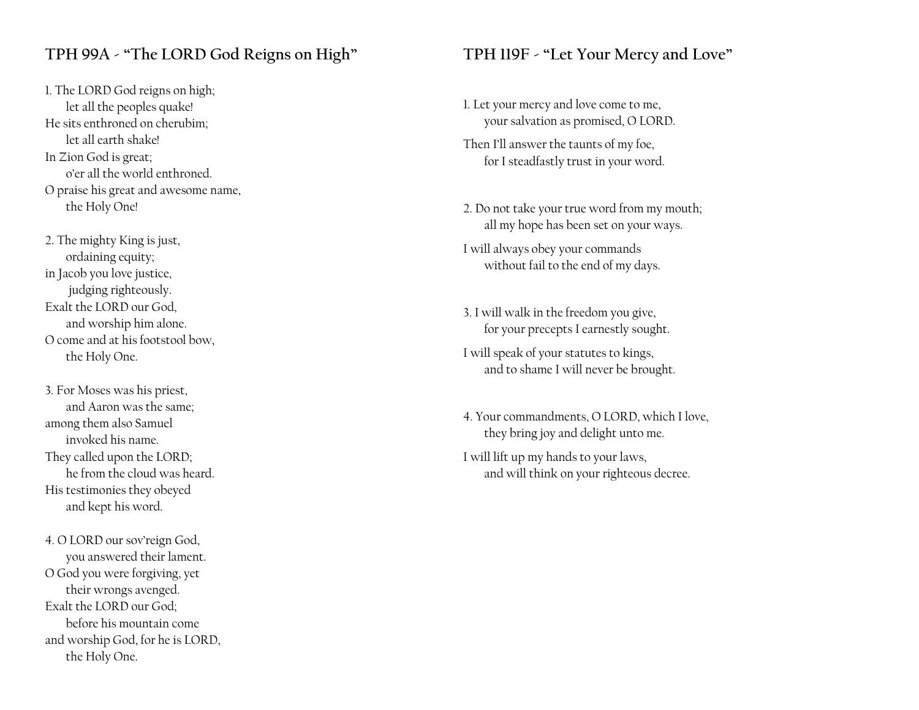## TPH 99A - "The LORD God Reigns on High"

1. The LORD God reigns on high;
   let all the peoples quake!
He sits enthroned on cherubim;
   let all earth shake!
In Zion God is great;
   o'er all the world enthroned.
O praise his great and awesome name,
   the Holy One!

2. The mighty King is just,
   ordaining equity;
in Jacob you love justice,
   judging righteously.
Exalt the LORD our God,
   and worship him alone.
O come and at his footstool bow,
   the Holy One.

3. For Moses was his priest,
   and Aaron was the same;
among them also Samuel
   invoked his name.
They called upon the LORD;
   he from the cloud was heard.
His testimonies they obeyed
   and kept his word.

4. O LORD our sov'reign God,
   you answered their lament.
O God you were forgiving, yet
   their wrongs avenged.
Exalt the LORD our God;
   before his mountain come
and worship God, for he is LORD,
   the Holy One.

## TPH 119F - "Let Your Mercy and Love"

1. Let your mercy and love come to me,
   your salvation as promised, O LORD.
Then I'll answer the taunts of my foe,
   for I steadfastly trust in your word.

2. Do not take your true word from my mouth;
   all my hope has been set on your ways.
I will always obey your commands
   without fail to the end of my days.

3. I will walk in the freedom you give,
   for your precepts I earnestly sought.
I will speak of your statutes to kings,
   and to shame I will never be brought.

4. Your commandments, O LORD, which I love,
   they bring joy and delight unto me.
I will lift up my hands to your laws,
   and will think on your righteous decree.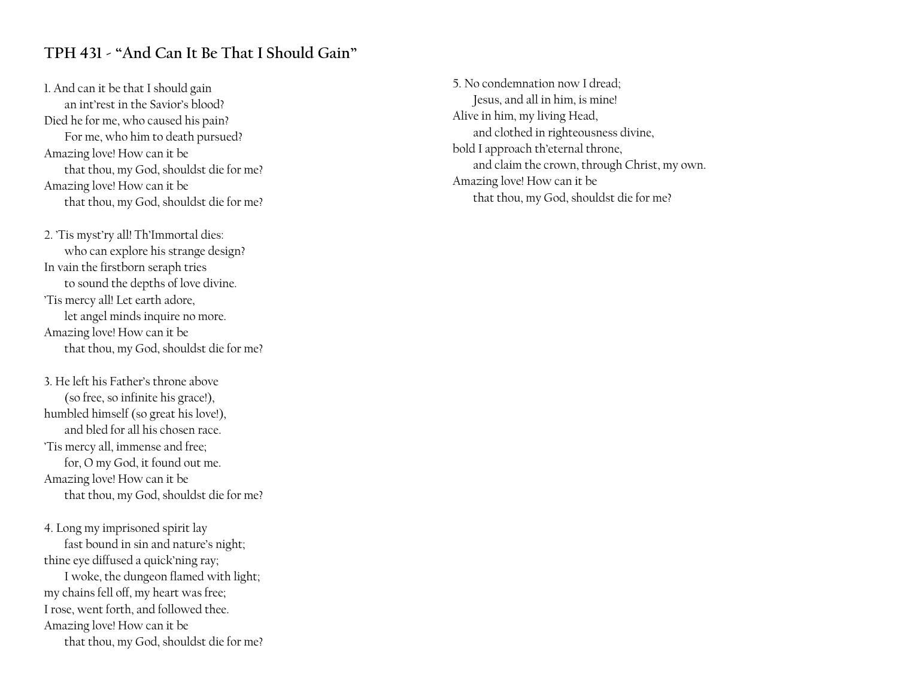## TPH 431 - "And Can It Be That I Should Gain"

1. And can it be that I should gain
   an int'rest in the Savior's blood?
Died he for me, who caused his pain?
   For me, who him to death pursued?
Amazing love! How can it be
   that thou, my God, shouldst die for me?
Amazing love! How can it be
   that thou, my God, shouldst die for me?

2. 'Tis myst'ry all! Th'Immortal dies:
   who can explore his strange design?
In vain the firstborn seraph tries
   to sound the depths of love divine.
'Tis mercy all! Let earth adore,
   let angel minds inquire no more.
Amazing love! How can it be
   that thou, my God, shouldst die for me?

3. He left his Father's throne above
   (so free, so infinite his grace!),
humbled himself (so great his love!),
   and bled for all his chosen race.
'Tis mercy all, immense and free;
   for, O my God, it found out me.
Amazing love! How can it be
   that thou, my God, shouldst die for me?

4. Long my imprisoned spirit lay
   fast bound in sin and nature's night;
thine eye diffused a quick'ning ray;
   I woke, the dungeon flamed with light;
my chains fell off, my heart was free;
I rose, went forth, and followed thee.
Amazing love! How can it be
   that thou, my God, shouldst die for me?

5. No condemnation now I dread;
   Jesus, and all in him, is mine!
Alive in him, my living Head,
   and clothed in righteousness divine,
bold I approach th'eternal throne,
   and claim the crown, through Christ, my own.
Amazing love! How can it be
   that thou, my God, shouldst die for me?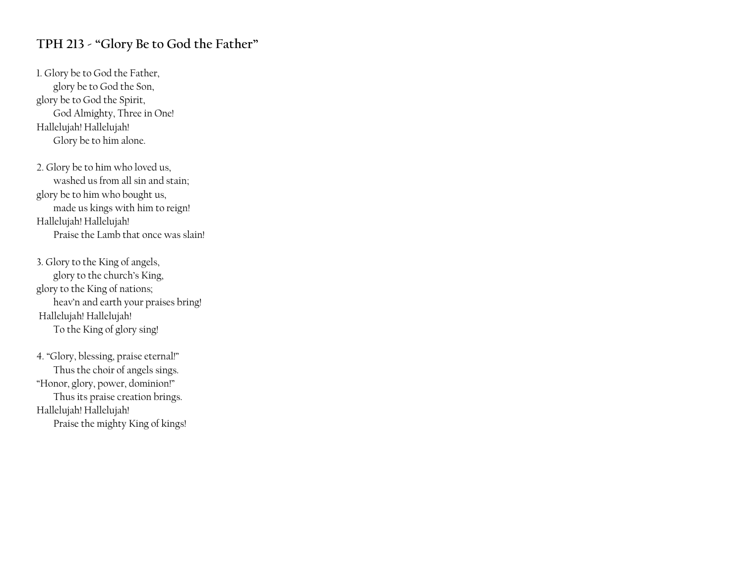## TPH 213 - "Glory Be to God the Father"

1. Glory be to God the Father,
   glory be to God the Son,
glory be to God the Spirit,
   God Almighty, Three in One!
Hallelujah! Hallelujah!
   Glory be to him alone.

2. Glory be to him who loved us,
   washed us from all sin and stain;
glory be to him who bought us,
   made us kings with him to reign!
Hallelujah! Hallelujah!
   Praise the Lamb that once was slain!

3. Glory to the King of angels,
   glory to the church's King,
glory to the King of nations;
   heav'n and earth your praises bring!
Hallelujah! Hallelujah!
   To the King of glory sing!

4. "Glory, blessing, praise eternal!"
   Thus the choir of angels sings.
"Honor, glory, power, dominion!"
   Thus its praise creation brings.
Hallelujah! Hallelujah!
   Praise the mighty King of kings!